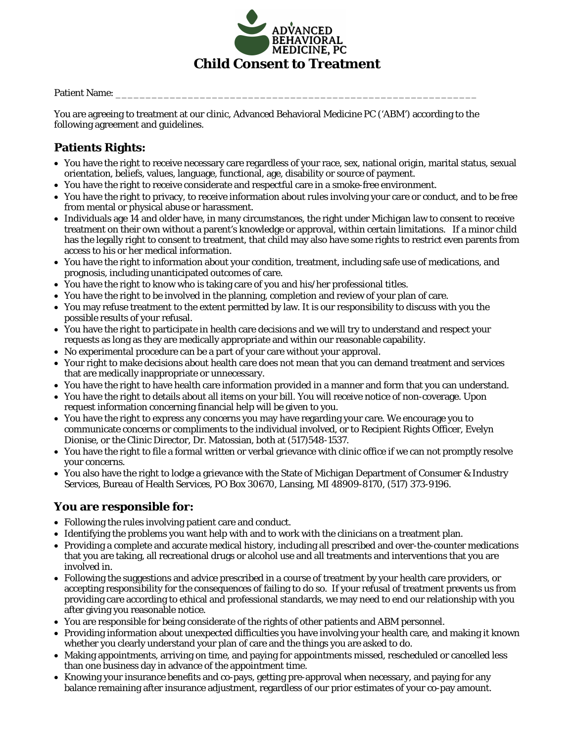ADVANCED BEHAVIORAL MEDICINE, PC

# Child Consent to Treatment

Patient Name: ____________________________________________________________

You are agreeing to treatment at our clinic, Advanced Behavioral Medicine PC ('ABM') according to the following agreement and guidelines.

## Patients Rights:

- You have the right to receive necessary care regardless of your race, sex, national origin, marital status, sexual orientation, beliefs, values, language, functional, age, disability or source of payment.
- You have the right to receive considerate and respectful care in a smoke-free environment.
- You have the right to privacy, to receive information about rules involving your care or conduct, and to be free from mental or physical abuse or harassment.
- Individuals age 14 and older have, in many circumstances, the right under Michigan law to consent to receive treatment on their own without a parent's knowledge or approval, within certain limitations. If a minor child has the legally right to consent to treatment, that child may also have some rights to restrict even parents from access to his or her medical information.
- You have the right to information about your condition, treatment, including safe use of medications, and prognosis, including unanticipated outcomes of care.
- You have the right to know who is taking care of you and his/her professional titles.
- You have the right to be involved in the planning, completion and review of your plan of care.
- You may refuse treatment to the extent permitted by law. It is our responsibility to discuss with you the possible results of your refusal.
- You have the right to participate in health care decisions and we will try to understand and respect your requests as long as they are medically appropriate and within our reasonable capability.
- No experimental procedure can be a part of your care without your approval.
- Your right to make decisions about health care does not mean that you can demand treatment and services that are medically inappropriate or unnecessary.
- You have the right to have health care information provided in a manner and form that you can understand.
- You have the right to details about all items on your bill. You will receive notice of non-coverage. Upon request information concerning financial help will be given to you.
- You have the right to express any concerns you may have regarding your care. We encourage you to communicate concerns or compliments to the individual involved, or to Recipient Rights Officer, Evelyn Dionise, or the Clinic Director, Dr. Matossian, both at (517)548-1537.
- You have the right to file a formal written or verbal grievance with clinic office if we can not promptly resolve your concerns.
- You also have the right to lodge a grievance with the State of Michigan Department of Consumer & Industry Services, Bureau of Health Services, PO Box 30670, Lansing, MI 48909-8170, (517) 373-9196.

## You are responsible for:

- Following the rules involving patient care and conduct.
- Identifying the problems you want help with and to work with the clinicians on a treatment plan.
- Providing a complete and accurate medical history, including all prescribed and over-the-counter medications that you are taking, all recreational drugs or alcohol use and all treatments and interventions that you are involved in.
- Following the suggestions and advice prescribed in a course of treatment by your health care providers, or accepting responsibility for the consequences of failing to do so. If your refusal of treatment prevents us from providing care according to ethical and professional standards, we may need to end our relationship with you after giving you reasonable notice.
- You are responsible for being considerate of the rights of other patients and ABM personnel.
- Providing information about unexpected difficulties you have involving your health care, and making it known whether you clearly understand your plan of care and the things you are asked to do.
- Making appointments, arriving on time, and paying for appointments missed, rescheduled or cancelled less than one business day in advance of the appointment time.
- Knowing your insurance benefits and co-pays, getting pre-approval when necessary, and paying for any balance remaining after insurance adjustment, regardless of our prior estimates of your co-pay amount.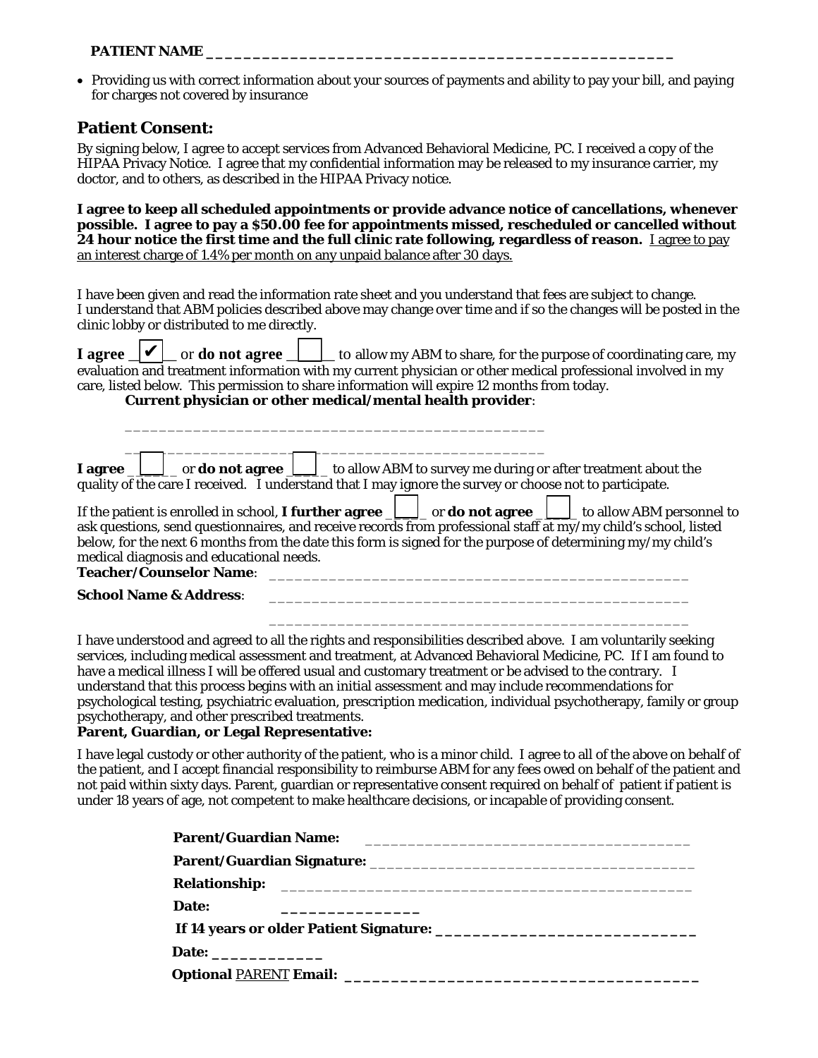**PATIENT NAME** ___________________________________________________

- Providing us with correct information about your sources of payments and ability to pay your bill, and paying for charges not covered by insurance

## Patient Consent:

By signing below, I agree to accept services from Advanced Behavioral Medicine, PC. I received a copy of the HIPAA Privacy Notice. I agree that my confidential information may be released to my insurance carrier, my doctor, and to others, as described in the HIPAA Privacy notice.

**I agree to keep all scheduled appointments or provide advance notice of cancellations, whenever possible. I agree to pay a $50.00 fee for appointments missed, rescheduled or cancelled without 24 hour notice the first time and the full clinic rate following, regardless of reason.** I agree to pay an interest charge of 1.4% per month on any unpaid balance after 30 days.

I have been given and read the information rate sheet and you understand that fees are subject to change. I understand that ABM policies described above may change over time and if so the changes will be posted in the clinic lobby or distributed to me directly.

**I agree** ☑ or **do not agree** ☐ to allow my ABM to share, for the purpose of coordinating care, my evaluation and treatment information with my current physician or other medical professional involved in my care, listed below. This permission to share information will expire 12 months from today.

**Current physician or other medical/mental health provider**:

_______________________________________________

_______________________________________________

**I agree** ☐ or **do not agree** ☐ to allow ABM to survey me during or after treatment about the quality of the care I received. I understand that I may ignore the survey or choose not to participate.

If the patient is enrolled in school, **I further agree** ☐ or **do not agree** ☐ to allow ABM personnel to ask questions, send questionnaires, and receive records from professional staff at my/my child's school, listed below, for the next 6 months from the date this form is signed for the purpose of determining my/my child's medical diagnosis and educational needs.

**Teacher/Counselor Name**: _______________________________________________

**School Name & Address**: _______________________________________________

_______________________________________________

I have understood and agreed to all the rights and responsibilities described above. I am voluntarily seeking services, including medical assessment and treatment, at Advanced Behavioral Medicine, PC. If I am found to have a medical illness I will be offered usual and customary treatment or be advised to the contrary. I understand that this process begins with an initial assessment and may include recommendations for psychological testing, psychiatric evaluation, prescription medication, individual psychotherapy, family or group psychotherapy, and other prescribed treatments.

**Parent, Guardian, or Legal Representative:**

I have legal custody or other authority of the patient, who is a minor child. I agree to all of the above on behalf of the patient, and I accept financial responsibility to reimburse ABM for any fees owed on behalf of the patient and not paid within sixty days. Parent, guardian or representative consent required on behalf of patient if patient is under 18 years of age, not competent to make healthcare decisions, or incapable of providing consent.

**Parent/Guardian Name:** ____________________________________

**Parent/Guardian Signature:** ____________________________________

**Relationship:** ____________________________________

**Date:** _______________

**If 14 years or older Patient Signature:** ____________________________

**Date:** ____________

**Optional** PARENT **Email:** ______________________________________